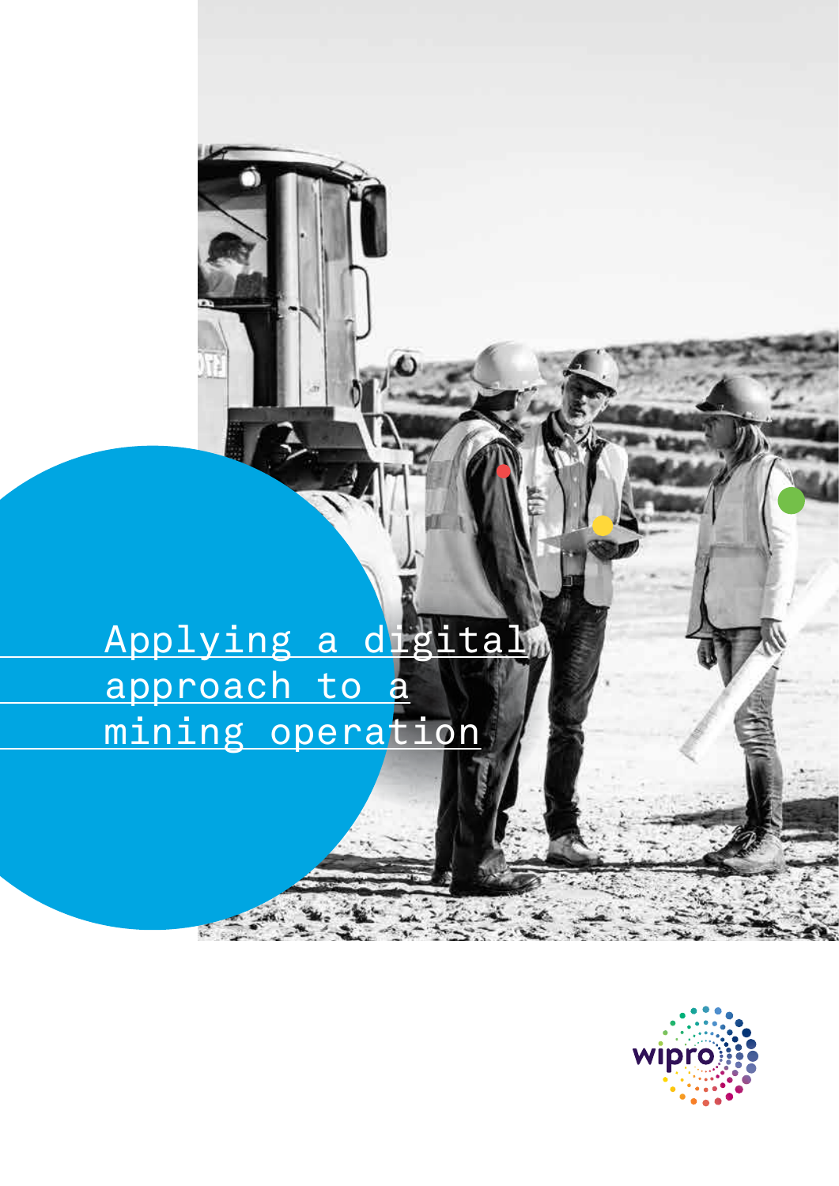# Applying a digital approach to a mining operation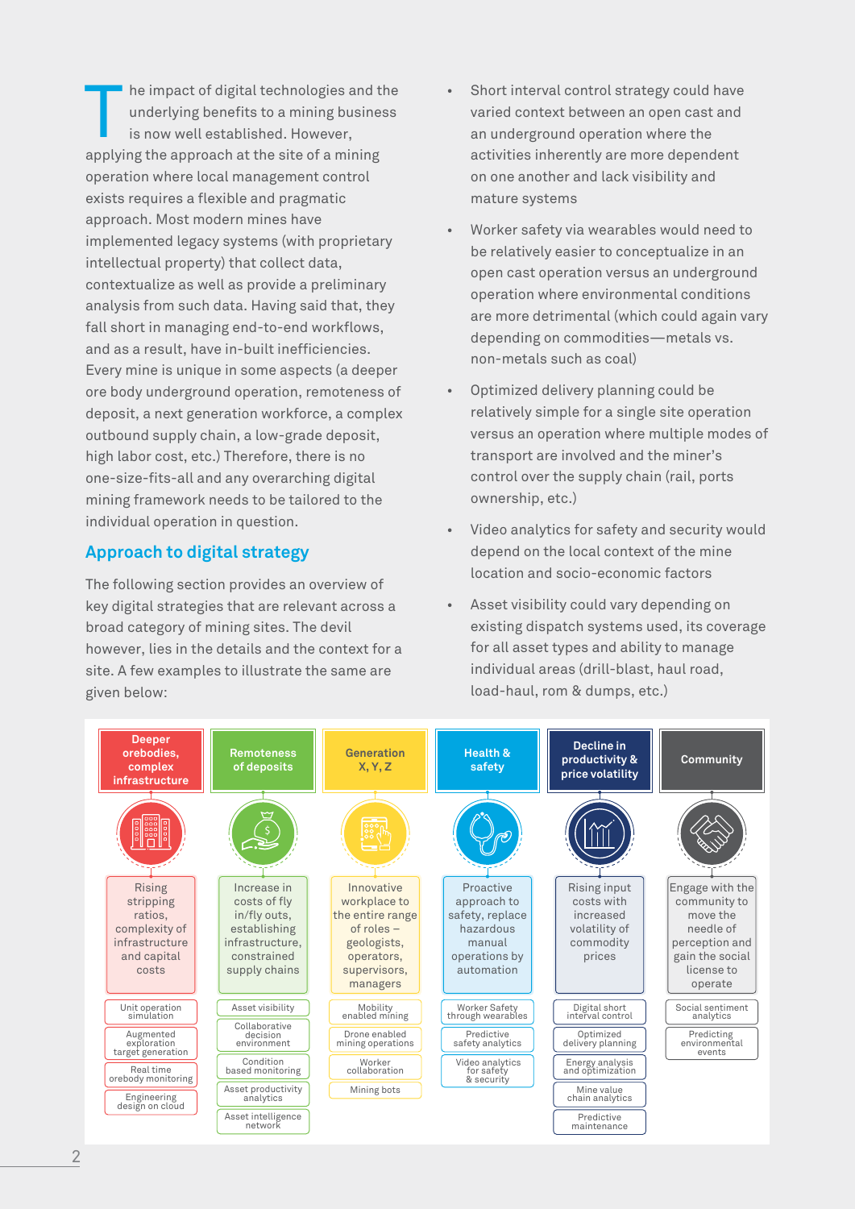The impact of digital technologies and the underlying benefits to a mining business is now well established. However, applying the approach at the site of a mining operation where local management control exists requires a flexible and pragmatic approach. Most modern mines have implemented legacy systems (with proprietary intellectual property) that collect data, contextualize as well as provide a preliminary analysis from such data. Having said that, they fall short in managing end-to-end workflows, and as a result, have in-built inefficiencies. Every mine is unique in some aspects (a deeper ore body underground operation, remoteness of deposit, a next generation workforce, a complex outbound supply chain, a low-grade deposit, high labor cost, etc.) Therefore, there is no one-size-fits-all and any overarching digital mining framework needs to be tailored to the individual operation in question.

## Approach to digital strategy

The following section provides an overview of key digital strategies that are relevant across a broad category of mining sites. The devil however, lies in the details and the context for a site. A few examples to illustrate the same are given below:

- Short interval control strategy could have varied context between an open cast and an underground operation where the activities inherently are more dependent on one another and lack visibility and mature systems
- Worker safety via wearables would need to be relatively easier to conceptualize in an open cast operation versus an underground operation where environmental conditions are more detrimental (which could again vary depending on commodities—metals vs. non-metals such as coal)
- Optimized delivery planning could be relatively simple for a single site operation versus an operation where multiple modes of transport are involved and the miner's control over the supply chain (rail, ports ownership, etc.)
- Video analytics for safety and security would depend on the local context of the mine location and socio-economic factors
- Asset visibility could vary depending on existing dispatch systems used, its coverage for all asset types and ability to manage individual areas (drill-blast, haul road, load-haul, rom & dumps, etc.)

| Deeper orebodies, complex infrastructure | Remoteness of deposits | Generation X, Y, Z | Health & safety | Decline in productivity & price volatility | Community |
|---|---|---|---|---|---|
| Rising stripping ratios, complexity of infrastructure and capital costs | Increase in costs of fly in/fly outs, establishing infrastructure, constrained supply chains | Innovative workplace to the entire range of roles – geologists, operators, supervisors, managers | Proactive approach to safety, replace hazardous manual operations by automation | Rising input costs with increased volatility of commodity prices | Engage with the community to move the needle of perception and gain the social license to operate |
| Unit operation simulation | Asset visibility | Mobility enabled mining | Worker Safety through wearables | Digital short interval control | Social sentiment analytics |
| Augmented exploration target generation | Collaborative decision environment | Drone enabled mining operations | Predictive safety analytics | Optimized delivery planning | Predicting environmental events |
| Real time orebody monitoring | Condition based monitoring | Worker collaboration | Video analytics for safety & security | Energy analysis and optimization | |
| Engineering design on cloud | Asset productivity analytics | Mining bots | | Mine value chain analytics | |
| | Asset intelligence network | | | Predictive maintenance | |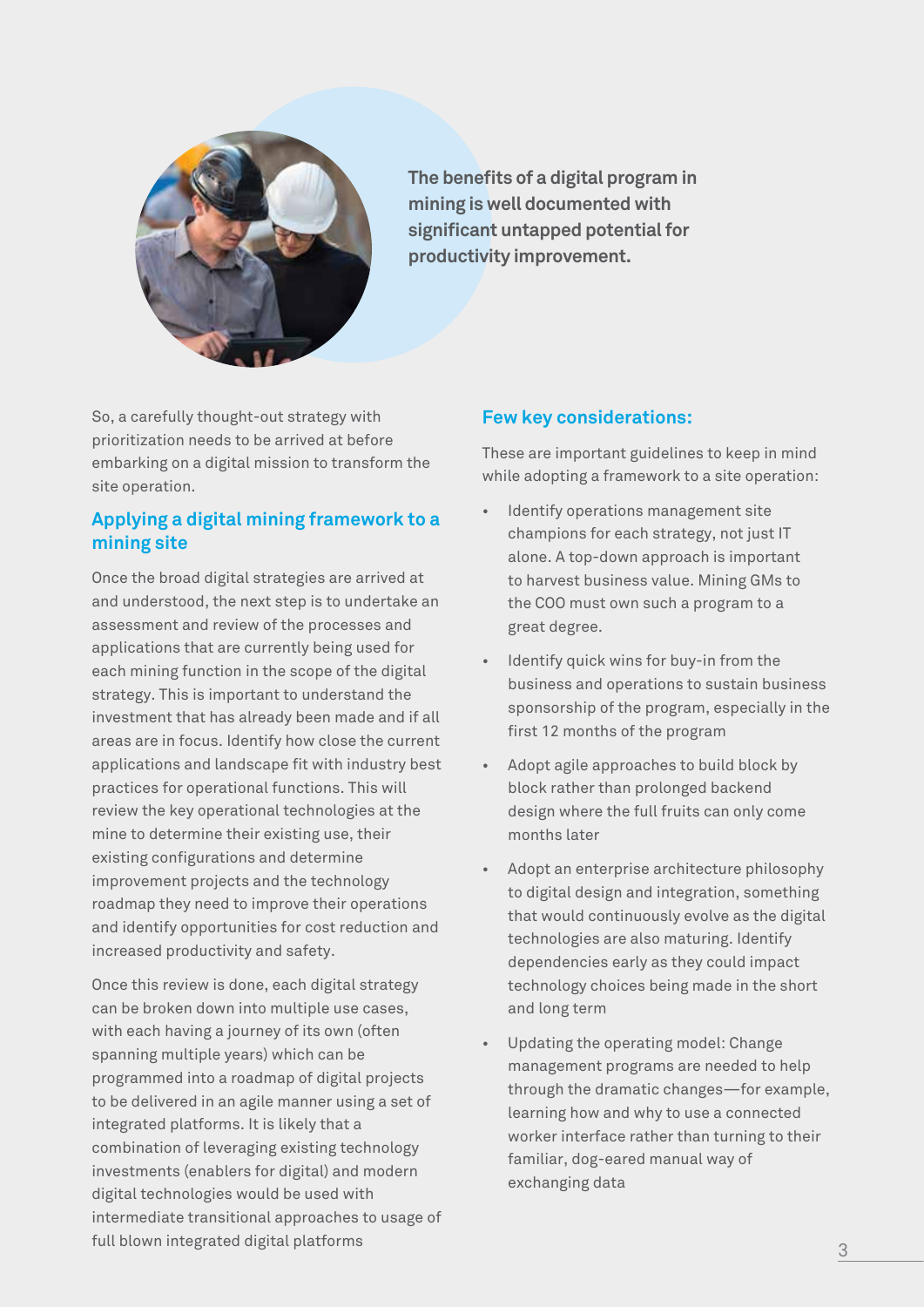**The benefits of a digital program in mining is well documented with significant untapped potential for productivity improvement.**

So, a carefully thought-out strategy with prioritization needs to be arrived at before embarking on a digital mission to transform the site operation.

## Applying a digital mining framework to a mining site

Once the broad digital strategies are arrived at and understood, the next step is to undertake an assessment and review of the processes and applications that are currently being used for each mining function in the scope of the digital strategy. This is important to understand the investment that has already been made and if all areas are in focus. Identify how close the current applications and landscape fit with industry best practices for operational functions. This will review the key operational technologies at the mine to determine their existing use, their existing configurations and determine improvement projects and the technology roadmap they need to improve their operations and identify opportunities for cost reduction and increased productivity and safety.

Once this review is done, each digital strategy can be broken down into multiple use cases, with each having a journey of its own (often spanning multiple years) which can be programmed into a roadmap of digital projects to be delivered in an agile manner using a set of integrated platforms. It is likely that a combination of leveraging existing technology investments (enablers for digital) and modern digital technologies would be used with intermediate transitional approaches to usage of full blown integrated digital platforms

## Few key considerations:

These are important guidelines to keep in mind while adopting a framework to a site operation:

- Identify operations management site champions for each strategy, not just IT alone. A top-down approach is important to harvest business value. Mining GMs to the COO must own such a program to a great degree.
- Identify quick wins for buy-in from the business and operations to sustain business sponsorship of the program, especially in the first 12 months of the program
- Adopt agile approaches to build block by block rather than prolonged backend design where the full fruits can only come months later
- Adopt an enterprise architecture philosophy to digital design and integration, something that would continuously evolve as the digital technologies are also maturing. Identify dependencies early as they could impact technology choices being made in the short and long term
- Updating the operating model: Change management programs are needed to help through the dramatic changes—for example, learning how and why to use a connected worker interface rather than turning to their familiar, dog-eared manual way of exchanging data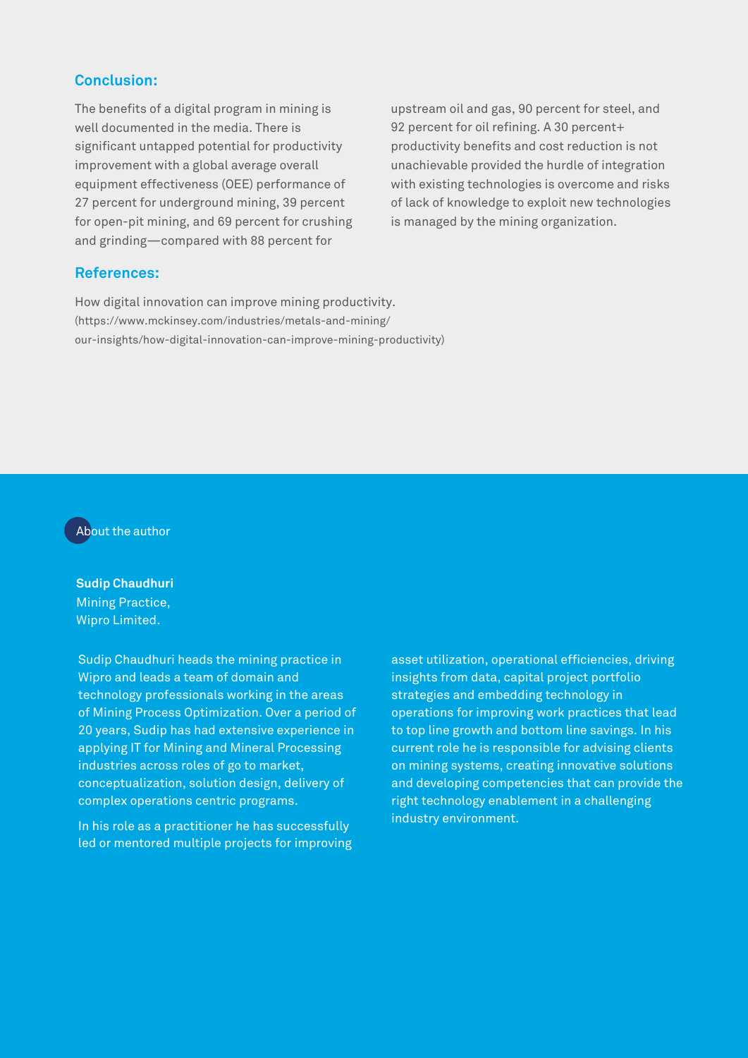## Conclusion:

The benefits of a digital program in mining is well documented in the media. There is significant untapped potential for productivity improvement with a global average overall equipment effectiveness (OEE) performance of 27 percent for underground mining, 39 percent for open-pit mining, and 69 percent for crushing and grinding—compared with 88 percent for upstream oil and gas, 90 percent for steel, and 92 percent for oil refining. A 30 percent+ productivity benefits and cost reduction is not unachievable provided the hurdle of integration with existing technologies is overcome and risks of lack of knowledge to exploit new technologies is managed by the mining organization.

## References:

How digital innovation can improve mining productivity.
(https://www.mckinsey.com/industries/metals-and-mining/our-insights/how-digital-innovation-can-improve-mining-productivity)

## About the author

**Sudip Chaudhuri**
Mining Practice,
Wipro Limited.

Sudip Chaudhuri heads the mining practice in Wipro and leads a team of domain and technology professionals working in the areas of Mining Process Optimization. Over a period of 20 years, Sudip has had extensive experience in applying IT for Mining and Mineral Processing industries across roles of go to market, conceptualization, solution design, delivery of complex operations centric programs.

In his role as a practitioner he has successfully led or mentored multiple projects for improving asset utilization, operational efficiencies, driving insights from data, capital project portfolio strategies and embedding technology in operations for improving work practices that lead to top line growth and bottom line savings. In his current role he is responsible for advising clients on mining systems, creating innovative solutions and developing competencies that can provide the right technology enablement in a challenging industry environment.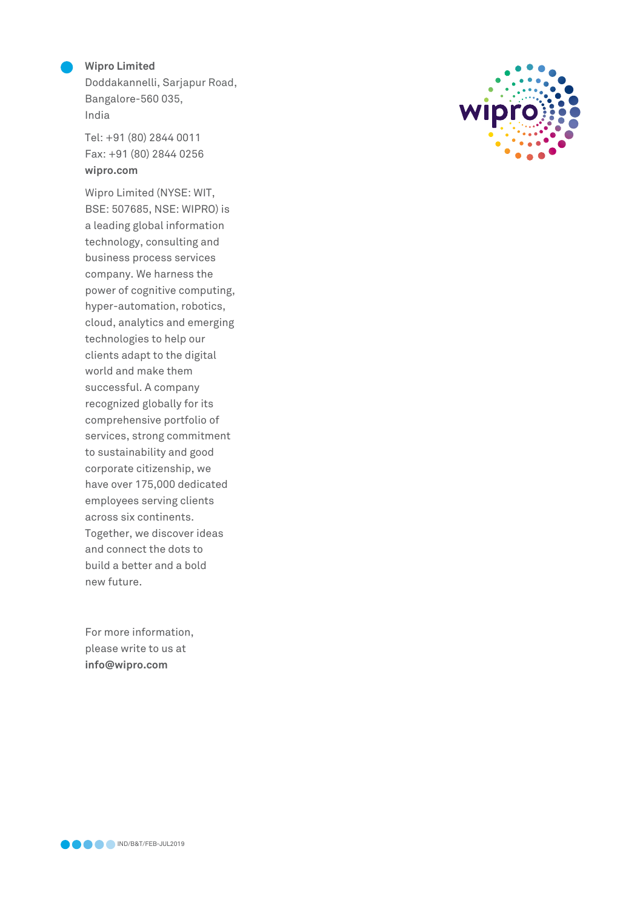**Wipro Limited**
Doddakannelli, Sarjapur Road,
Bangalore-560 035,
India

Tel: +91 (80) 2844 0011
Fax: +91 (80) 2844 0256
**wipro.com**

Wipro Limited (NYSE: WIT, BSE: 507685, NSE: WIPRO) is a leading global information technology, consulting and business process services company. We harness the power of cognitive computing, hyper-automation, robotics, cloud, analytics and emerging technologies to help our clients adapt to the digital world and make them successful. A company recognized globally for its comprehensive portfolio of services, strong commitment to sustainability and good corporate citizenship, we have over 175,000 dedicated employees serving clients across six continents. Together, we discover ideas and connect the dots to build a better and a bold new future.

For more information, please write to us at **info@wipro.com**

IND/B&T/FEB-JUL2019